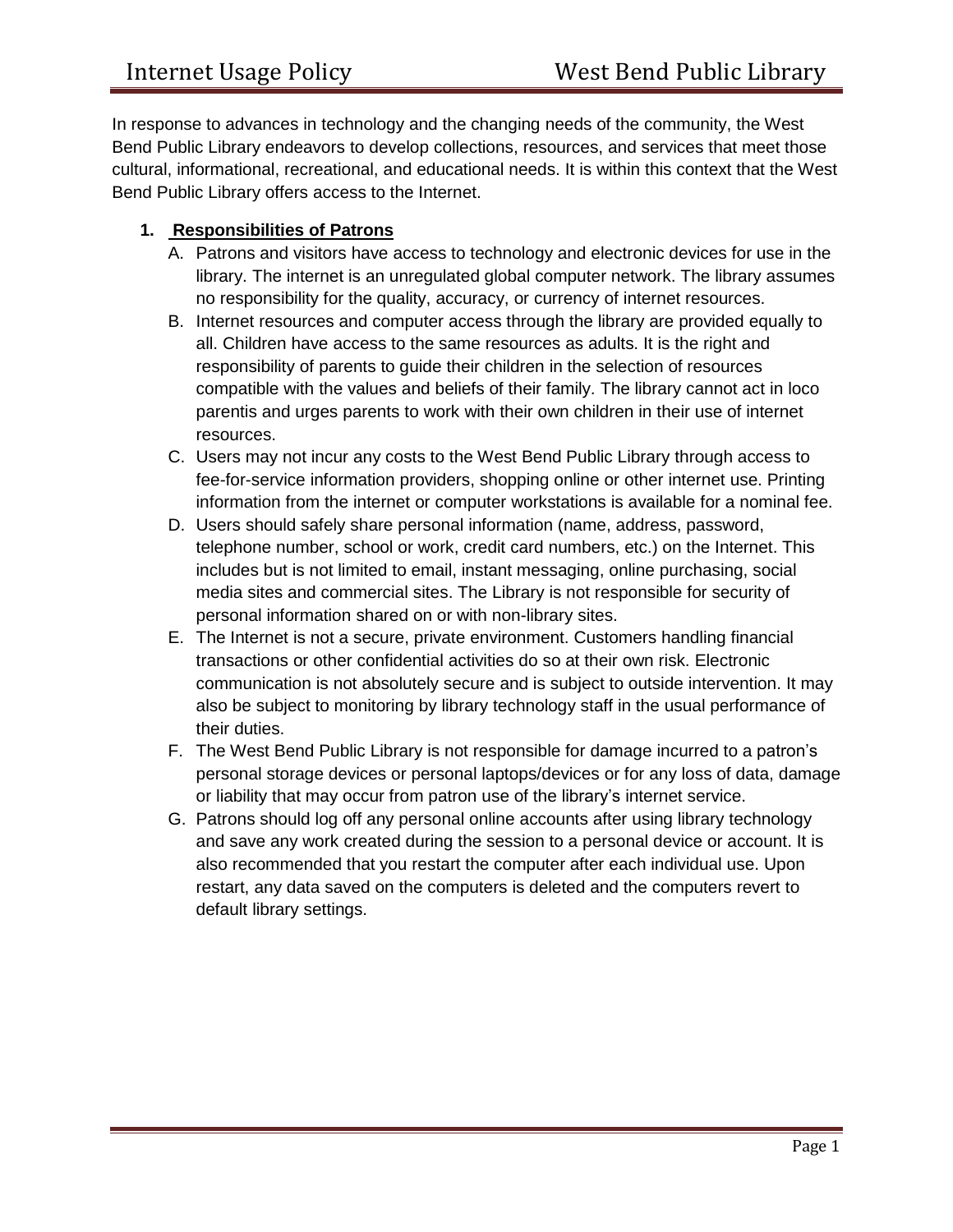In response to advances in technology and the changing needs of the community, the West Bend Public Library endeavors to develop collections, resources, and services that meet those cultural, informational, recreational, and educational needs. It is within this context that the West Bend Public Library offers access to the Internet.

## 1. Responsibilities of Patrons

A. Patrons and visitors have access to technology and electronic devices for use in the library. The internet is an unregulated global computer network. The library assumes no responsibility for the quality, accuracy, or currency of internet resources.

B. Internet resources and computer access through the library are provided equally to all. Children have access to the same resources as adults. It is the right and responsibility of parents to guide their children in the selection of resources compatible with the values and beliefs of their family. The library cannot act in loco parentis and urges parents to work with their own children in their use of internet resources.

C. Users may not incur any costs to the West Bend Public Library through access to fee-for-service information providers, shopping online or other internet use. Printing information from the internet or computer workstations is available for a nominal fee.

D. Users should safely share personal information (name, address, password, telephone number, school or work, credit card numbers, etc.) on the Internet. This includes but is not limited to email, instant messaging, online purchasing, social media sites and commercial sites. The Library is not responsible for security of personal information shared on or with non-library sites.

E. The Internet is not a secure, private environment. Customers handling financial transactions or other confidential activities do so at their own risk. Electronic communication is not absolutely secure and is subject to outside intervention. It may also be subject to monitoring by library technology staff in the usual performance of their duties.

F. The West Bend Public Library is not responsible for damage incurred to a patron's personal storage devices or personal laptops/devices or for any loss of data, damage or liability that may occur from patron use of the library's internet service.

G. Patrons should log off any personal online accounts after using library technology and save any work created during the session to a personal device or account. It is also recommended that you restart the computer after each individual use. Upon restart, any data saved on the computers is deleted and the computers revert to default library settings.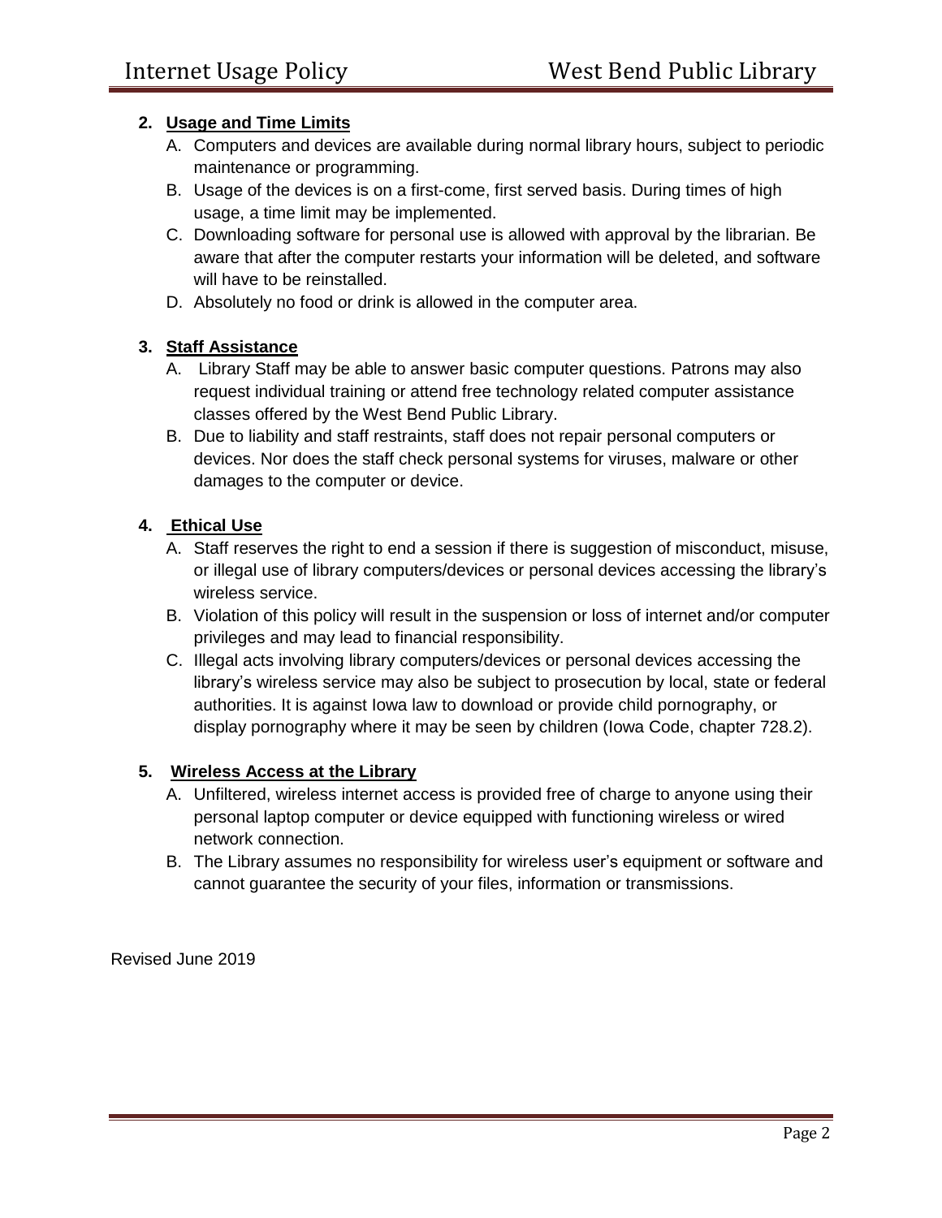2. **Usage and Time Limits**
    A. Computers and devices are available during normal library hours, subject to periodic maintenance or programming.
    B. Usage of the devices is on a first-come, first served basis. During times of high usage, a time limit may be implemented.
    C. Downloading software for personal use is allowed with approval by the librarian. Be aware that after the computer restarts your information will be deleted, and software will have to be reinstalled.
    D. Absolutely no food or drink is allowed in the computer area.

3. **Staff Assistance**
    A. Library Staff may be able to answer basic computer questions. Patrons may also request individual training or attend free technology related computer assistance classes offered by the West Bend Public Library.
    B. Due to liability and staff restraints, staff does not repair personal computers or devices. Nor does the staff check personal systems for viruses, malware or other damages to the computer or device.

4. **Ethical Use**
    A. Staff reserves the right to end a session if there is suggestion of misconduct, misuse, or illegal use of library computers/devices or personal devices accessing the library's wireless service.
    B. Violation of this policy will result in the suspension or loss of internet and/or computer privileges and may lead to financial responsibility.
    C. Illegal acts involving library computers/devices or personal devices accessing the library's wireless service may also be subject to prosecution by local, state or federal authorities. It is against Iowa law to download or provide child pornography, or display pornography where it may be seen by children (Iowa Code, chapter 728.2).

5. **Wireless Access at the Library**
    A. Unfiltered, wireless internet access is provided free of charge to anyone using their personal laptop computer or device equipped with functioning wireless or wired network connection.
    B. The Library assumes no responsibility for wireless user's equipment or software and cannot guarantee the security of your files, information or transmissions.

Revised June 2019